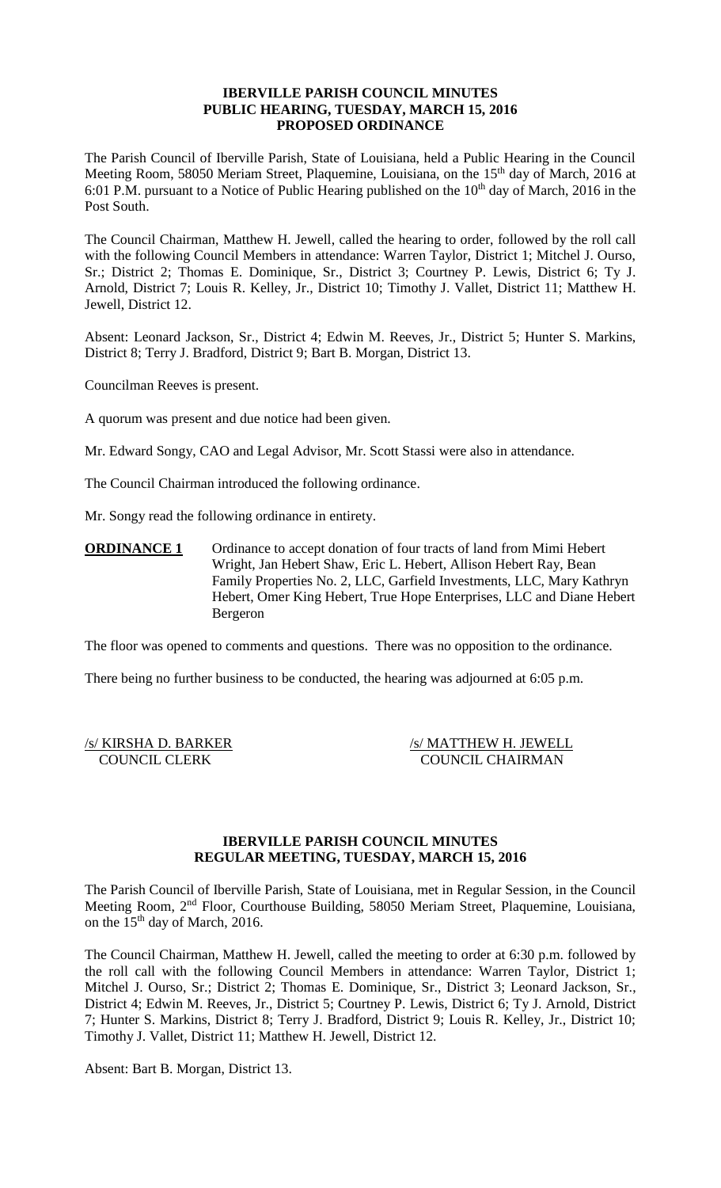**IBERVILLE PARISH COUNCIL MINUTES**
**PUBLIC HEARING, TUESDAY, MARCH 15, 2016**
**PROPOSED ORDINANCE**

The Parish Council of Iberville Parish, State of Louisiana, held a Public Hearing in the Council Meeting Room, 58050 Meriam Street, Plaquemine, Louisiana, on the 15th day of March, 2016 at 6:01 P.M. pursuant to a Notice of Public Hearing published on the 10th day of March, 2016 in the Post South.

The Council Chairman, Matthew H. Jewell, called the hearing to order, followed by the roll call with the following Council Members in attendance: Warren Taylor, District 1; Mitchel J. Ourso, Sr.; District 2; Thomas E. Dominique, Sr., District 3; Courtney P. Lewis, District 6; Ty J. Arnold, District 7; Louis R. Kelley, Jr., District 10; Timothy J. Vallet, District 11; Matthew H. Jewell, District 12.

Absent: Leonard Jackson, Sr., District 4; Edwin M. Reeves, Jr., District 5; Hunter S. Markins, District 8; Terry J. Bradford, District 9; Bart B. Morgan, District 13.

Councilman Reeves is present.

A quorum was present and due notice had been given.

Mr. Edward Songy, CAO and Legal Advisor, Mr. Scott Stassi were also in attendance.

The Council Chairman introduced the following ordinance.

Mr. Songy read the following ordinance in entirety.

**ORDINANCE 1** Ordinance to accept donation of four tracts of land from Mimi Hebert Wright, Jan Hebert Shaw, Eric L. Hebert, Allison Hebert Ray, Bean Family Properties No. 2, LLC, Garfield Investments, LLC, Mary Kathryn Hebert, Omer King Hebert, True Hope Enterprises, LLC and Diane Hebert Bergeron

The floor was opened to comments and questions. There was no opposition to the ordinance.

There being no further business to be conducted, the hearing was adjourned at 6:05 p.m.

/s/ KIRSHA D. BARKER
COUNCIL CLERK

/s/ MATTHEW H. JEWELL
COUNCIL CHAIRMAN

**IBERVILLE PARISH COUNCIL MINUTES**
**REGULAR MEETING, TUESDAY, MARCH 15, 2016**

The Parish Council of Iberville Parish, State of Louisiana, met in Regular Session, in the Council Meeting Room, 2nd Floor, Courthouse Building, 58050 Meriam Street, Plaquemine, Louisiana, on the 15th day of March, 2016.

The Council Chairman, Matthew H. Jewell, called the meeting to order at 6:30 p.m. followed by the roll call with the following Council Members in attendance: Warren Taylor, District 1; Mitchel J. Ourso, Sr.; District 2; Thomas E. Dominique, Sr., District 3; Leonard Jackson, Sr., District 4; Edwin M. Reeves, Jr., District 5; Courtney P. Lewis, District 6; Ty J. Arnold, District 7; Hunter S. Markins, District 8; Terry J. Bradford, District 9; Louis R. Kelley, Jr., District 10; Timothy J. Vallet, District 11; Matthew H. Jewell, District 12.

Absent: Bart B. Morgan, District 13.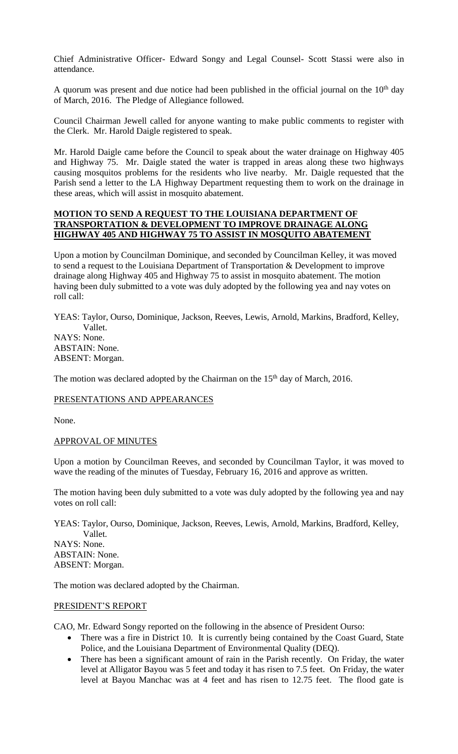Chief Administrative Officer- Edward Songy and Legal Counsel- Scott Stassi were also in attendance.

A quorum was present and due notice had been published in the official journal on the 10th day of March, 2016. The Pledge of Allegiance followed.

Council Chairman Jewell called for anyone wanting to make public comments to register with the Clerk. Mr. Harold Daigle registered to speak.

Mr. Harold Daigle came before the Council to speak about the water drainage on Highway 405 and Highway 75. Mr. Daigle stated the water is trapped in areas along these two highways causing mosquitos problems for the residents who live nearby. Mr. Daigle requested that the Parish send a letter to the LA Highway Department requesting them to work on the drainage in these areas, which will assist in mosquito abatement.

**MOTION TO SEND A REQUEST TO THE LOUISIANA DEPARTMENT OF TRANSPORTATION & DEVELOPMENT TO IMPROVE DRAINAGE ALONG HIGHWAY 405 AND HIGHWAY 75 TO ASSIST IN MOSQUITO ABATEMENT**

Upon a motion by Councilman Dominique, and seconded by Councilman Kelley, it was moved to send a request to the Louisiana Department of Transportation & Development to improve drainage along Highway 405 and Highway 75 to assist in mosquito abatement. The motion having been duly submitted to a vote was duly adopted by the following yea and nay votes on roll call:

YEAS: Taylor, Ourso, Dominique, Jackson, Reeves, Lewis, Arnold, Markins, Bradford, Kelley, Vallet.
NAYS: None.
ABSTAIN: None.
ABSENT: Morgan.

The motion was declared adopted by the Chairman on the 15th day of March, 2016.

PRESENTATIONS AND APPEARANCES

None.

APPROVAL OF MINUTES

Upon a motion by Councilman Reeves, and seconded by Councilman Taylor, it was moved to wave the reading of the minutes of Tuesday, February 16, 2016 and approve as written.

The motion having been duly submitted to a vote was duly adopted by the following yea and nay votes on roll call:

YEAS: Taylor, Ourso, Dominique, Jackson, Reeves, Lewis, Arnold, Markins, Bradford, Kelley, Vallet.
NAYS: None.
ABSTAIN: None.
ABSENT: Morgan.

The motion was declared adopted by the Chairman.

PRESIDENT'S REPORT

CAO, Mr. Edward Songy reported on the following in the absence of President Ourso:

- There was a fire in District 10. It is currently being contained by the Coast Guard, State Police, and the Louisiana Department of Environmental Quality (DEQ).
- There has been a significant amount of rain in the Parish recently. On Friday, the water level at Alligator Bayou was 5 feet and today it has risen to 7.5 feet. On Friday, the water level at Bayou Manchac was at 4 feet and has risen to 12.75 feet. The flood gate is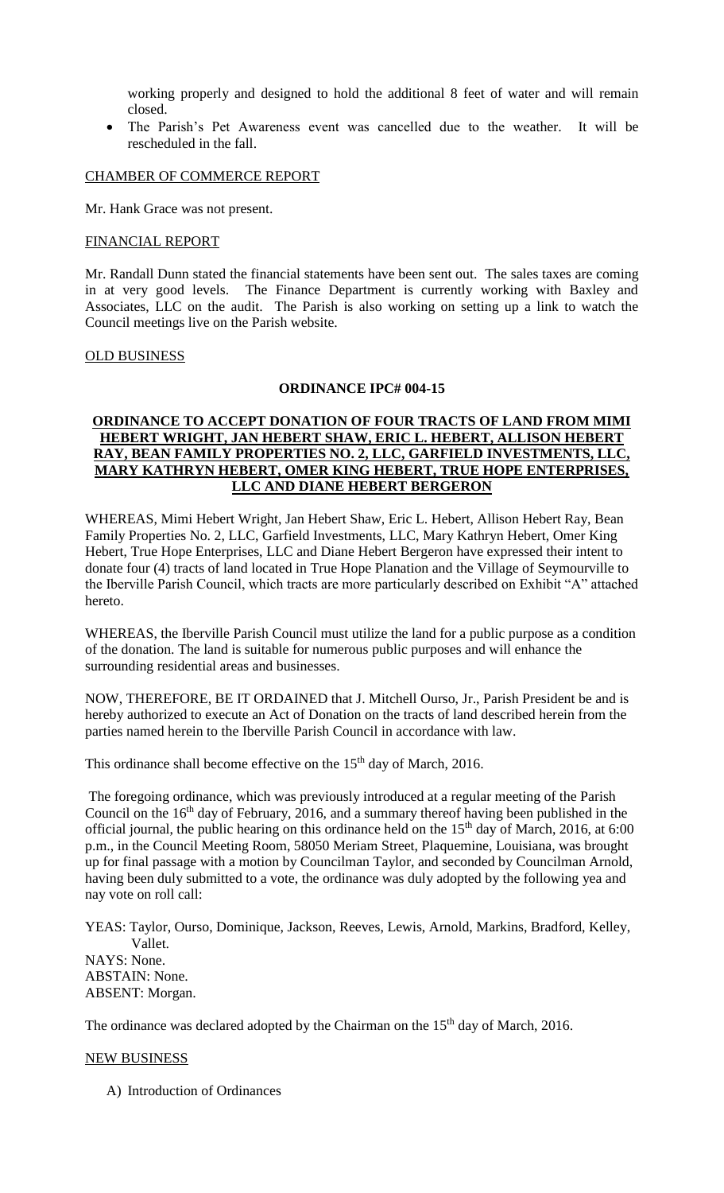working properly and designed to hold the additional 8 feet of water and will remain closed.

- The Parish's Pet Awareness event was cancelled due to the weather. It will be rescheduled in the fall.

CHAMBER OF COMMERCE REPORT

Mr. Hank Grace was not present.

FINANCIAL REPORT

Mr. Randall Dunn stated the financial statements have been sent out. The sales taxes are coming in at very good levels. The Finance Department is currently working with Baxley and Associates, LLC on the audit. The Parish is also working on setting up a link to watch the Council meetings live on the Parish website.

OLD BUSINESS

**ORDINANCE IPC# 004-15**

**ORDINANCE TO ACCEPT DONATION OF FOUR TRACTS OF LAND FROM MIMI HEBERT WRIGHT, JAN HEBERT SHAW, ERIC L. HEBERT, ALLISON HEBERT RAY, BEAN FAMILY PROPERTIES NO. 2, LLC, GARFIELD INVESTMENTS, LLC, MARY KATHRYN HEBERT, OMER KING HEBERT, TRUE HOPE ENTERPRISES, LLC AND DIANE HEBERT BERGERON**

WHEREAS, Mimi Hebert Wright, Jan Hebert Shaw, Eric L. Hebert, Allison Hebert Ray, Bean Family Properties No. 2, LLC, Garfield Investments, LLC, Mary Kathryn Hebert, Omer King Hebert, True Hope Enterprises, LLC and Diane Hebert Bergeron have expressed their intent to donate four (4) tracts of land located in True Hope Planation and the Village of Seymourville to the Iberville Parish Council, which tracts are more particularly described on Exhibit "A" attached hereto.

WHEREAS, the Iberville Parish Council must utilize the land for a public purpose as a condition of the donation. The land is suitable for numerous public purposes and will enhance the surrounding residential areas and businesses.

NOW, THEREFORE, BE IT ORDAINED that J. Mitchell Ourso, Jr., Parish President be and is hereby authorized to execute an Act of Donation on the tracts of land described herein from the parties named herein to the Iberville Parish Council in accordance with law.

This ordinance shall become effective on the 15th day of March, 2016.

The foregoing ordinance, which was previously introduced at a regular meeting of the Parish Council on the 16th day of February, 2016, and a summary thereof having been published in the official journal, the public hearing on this ordinance held on the 15th day of March, 2016, at 6:00 p.m., in the Council Meeting Room, 58050 Meriam Street, Plaquemine, Louisiana, was brought up for final passage with a motion by Councilman Taylor, and seconded by Councilman Arnold, having been duly submitted to a vote, the ordinance was duly adopted by the following yea and nay vote on roll call:

YEAS: Taylor, Ourso, Dominique, Jackson, Reeves, Lewis, Arnold, Markins, Bradford, Kelley, Vallet.
NAYS: None.
ABSTAIN: None.
ABSENT: Morgan.

The ordinance was declared adopted by the Chairman on the 15th day of March, 2016.

NEW BUSINESS

A) Introduction of Ordinances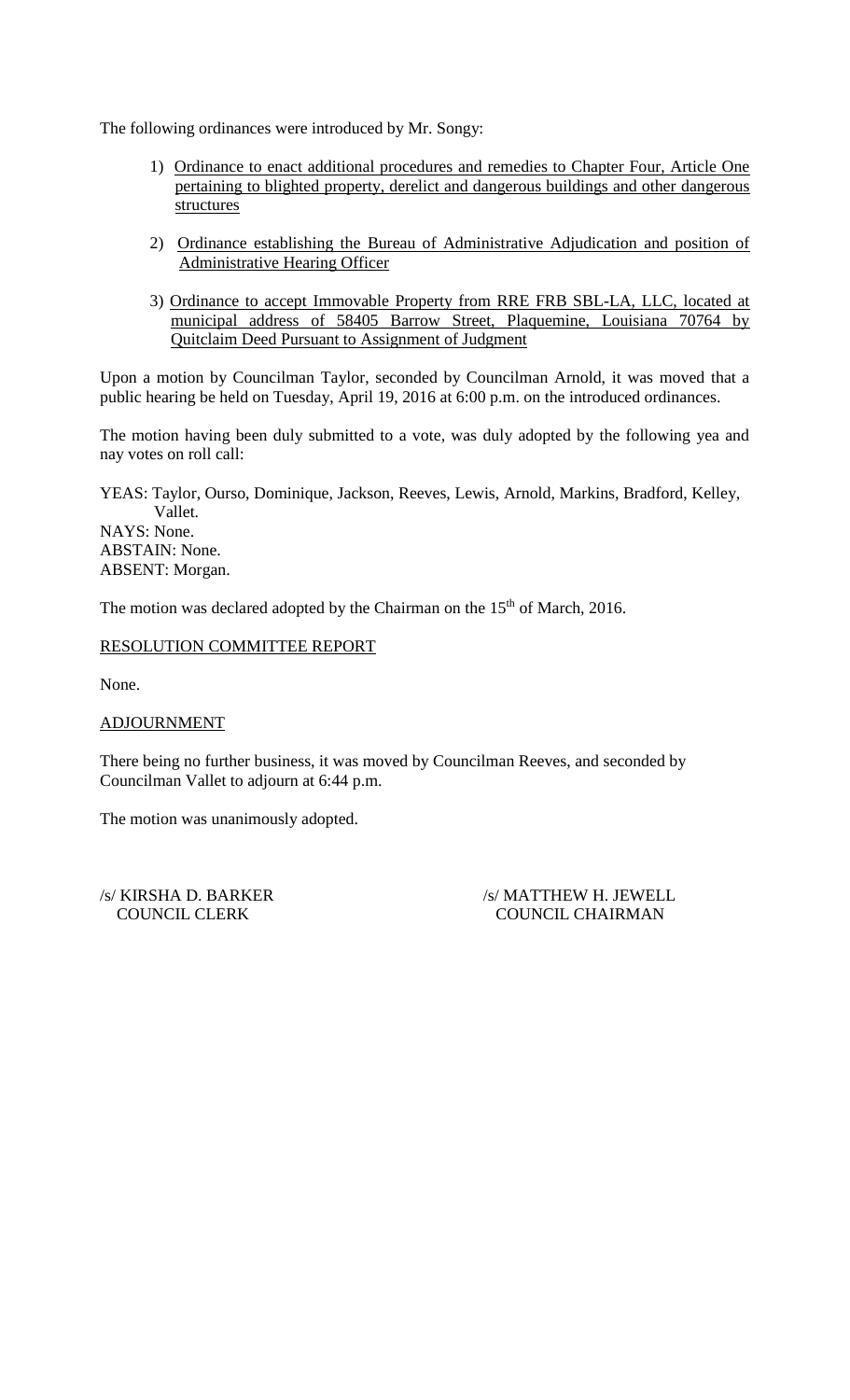The following ordinances were introduced by Mr. Songy:

1) Ordinance to enact additional procedures and remedies to Chapter Four, Article One pertaining to blighted property, derelict and dangerous buildings and other dangerous structures

2) Ordinance establishing the Bureau of Administrative Adjudication and position of Administrative Hearing Officer

3) Ordinance to accept Immovable Property from RRE FRB SBL-LA, LLC, located at municipal address of 58405 Barrow Street, Plaquemine, Louisiana 70764 by Quitclaim Deed Pursuant to Assignment of Judgment

Upon a motion by Councilman Taylor, seconded by Councilman Arnold, it was moved that a public hearing be held on Tuesday, April 19, 2016 at 6:00 p.m. on the introduced ordinances.

The motion having been duly submitted to a vote, was duly adopted by the following yea and nay votes on roll call:

YEAS: Taylor, Ourso, Dominique, Jackson, Reeves, Lewis, Arnold, Markins, Bradford, Kelley, Vallet.
NAYS: None.
ABSTAIN: None.
ABSENT: Morgan.

The motion was declared adopted by the Chairman on the 15th of March, 2016.

RESOLUTION COMMITTEE REPORT

None.

ADJOURNMENT

There being no further business, it was moved by Councilman Reeves, and seconded by Councilman Vallet to adjourn at 6:44 p.m.

The motion was unanimously adopted.

/s/ KIRSHA D. BARKER
COUNCIL CLERK

/s/ MATTHEW H. JEWELL
COUNCIL CHAIRMAN